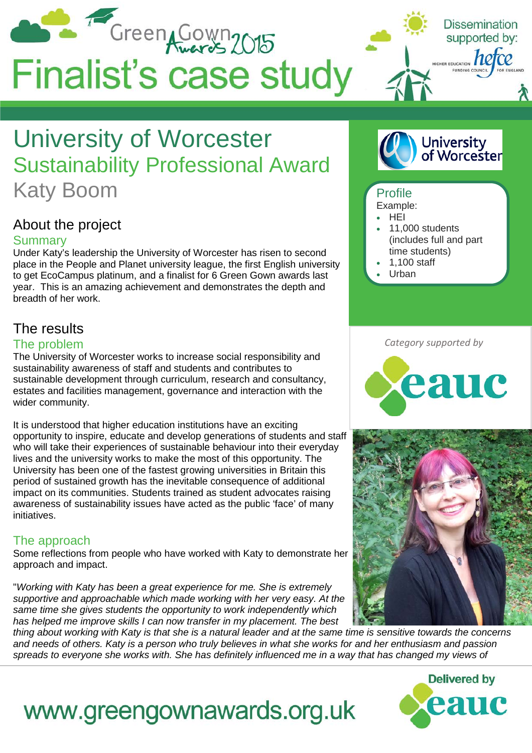# Green Gown Awards 2015

# Finalist's case study

Dissemination supported by: hefce – Higher Education Funding Council for England

# University of Worcester
## Sustainability Professional Award
## Katy Boom

## About the project

### Summary

Under Katy's leadership the University of Worcester has risen to second place in the People and Planet university league, the first English university to get EcoCampus platinum, and a finalist for 6 Green Gown awards last year. This is an amazing achievement and demonstrates the depth and breadth of her work.

### Profile

Example:

- HEI
- 11,000 students (includes full and part time students)
- 1,100 staff
- Urban

*Category supported by* eauc

## The results

### The problem

The University of Worcester works to increase social responsibility and sustainability awareness of staff and students and contributes to sustainable development through curriculum, research and consultancy, estates and facilities management, governance and interaction with the wider community.

It is understood that higher education institutions have an exciting opportunity to inspire, educate and develop generations of students and staff who will take their experiences of sustainable behaviour into their everyday lives and the university works to make the most of this opportunity. The University has been one of the fastest growing universities in Britain this period of sustained growth has the inevitable consequence of additional impact on its communities. Students trained as student advocates raising awareness of sustainability issues have acted as the public 'face' of many initiatives.

### The approach

Some reflections from people who have worked with Katy to demonstrate her approach and impact.

"*Working with Katy has been a great experience for me. She is extremely supportive and approachable which made working with her very easy. At the same time she gives students the opportunity to work independently which has helped me improve skills I can now transfer in my placement. The best thing about working with Katy is that she is a natural leader and at the same time is sensitive towards the concerns and needs of others. Katy is a person who truly believes in what she works for and her enthusiasm and passion spreads to everyone she works with. She has definitely influenced me in a way that has changed my views of*

www.greengownawards.org.uk

Delivered by eauc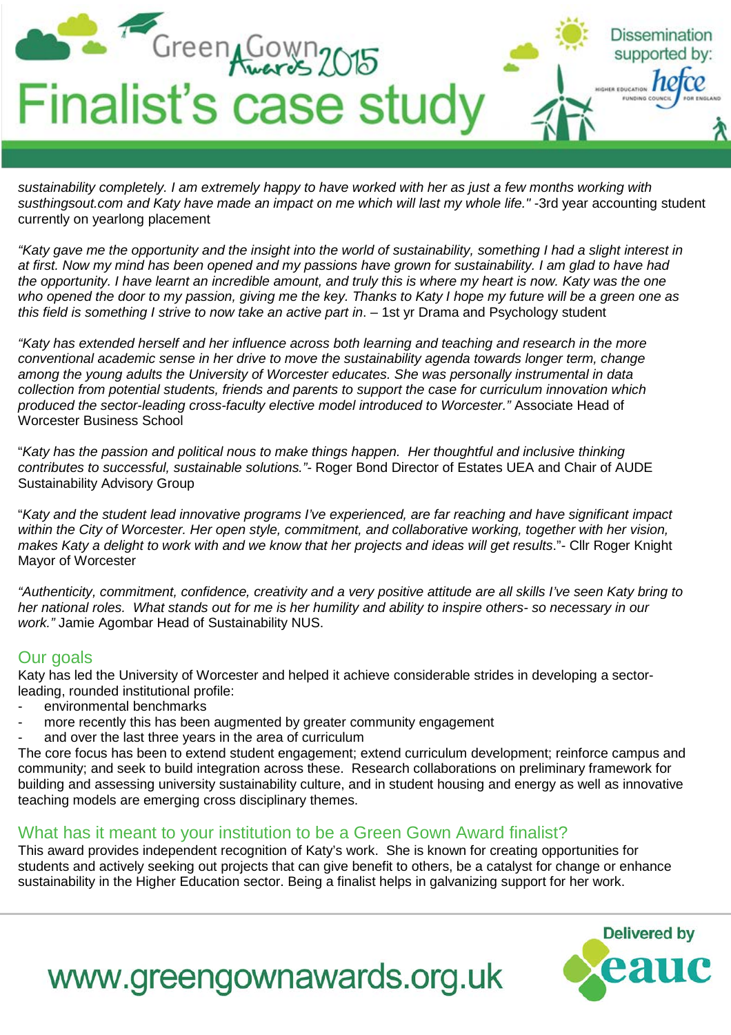*sustainability completely. I am extremely happy to have worked with her as just a few months working with susthingsout.com and Katy have made an impact on me which will last my whole life."* -3rd year accounting student currently on yearlong placement

*"Katy gave me the opportunity and the insight into the world of sustainability, something I had a slight interest in at first. Now my mind has been opened and my passions have grown for sustainability. I am glad to have had the opportunity. I have learnt an incredible amount, and truly this is where my heart is now. Katy was the one who opened the door to my passion, giving me the key. Thanks to Katy I hope my future will be a green one as this field is something I strive to now take an active part in*. – 1st yr Drama and Psychology student

*"Katy has extended herself and her influence across both learning and teaching and research in the more conventional academic sense in her drive to move the sustainability agenda towards longer term, change among the young adults the University of Worcester educates. She was personally instrumental in data collection from potential students, friends and parents to support the case for curriculum innovation which produced the sector-leading cross-faculty elective model introduced to Worcester."* Associate Head of Worcester Business School

"*Katy has the passion and political nous to make things happen. Her thoughtful and inclusive thinking contributes to successful, sustainable solutions."*- Roger Bond Director of Estates UEA and Chair of AUDE Sustainability Advisory Group

"*Katy and the student lead innovative programs I've experienced, are far reaching and have significant impact within the City of Worcester. Her open style, commitment, and collaborative working, together with her vision, makes Katy a delight to work with and we know that her projects and ideas will get results*."- Cllr Roger Knight Mayor of Worcester

*"Authenticity, commitment, confidence, creativity and a very positive attitude are all skills I've seen Katy bring to her national roles. What stands out for me is her humility and ability to inspire others- so necessary in our work."* Jamie Agombar Head of Sustainability NUS.

## Our goals

Katy has led the University of Worcester and helped it achieve considerable strides in developing a sector-leading, rounded institutional profile:

- environmental benchmarks
- more recently this has been augmented by greater community engagement
- and over the last three years in the area of curriculum

The core focus has been to extend student engagement; extend curriculum development; reinforce campus and community; and seek to build integration across these. Research collaborations on preliminary framework for building and assessing university sustainability culture, and in student housing and energy as well as innovative teaching models are emerging cross disciplinary themes.

## What has it meant to your institution to be a Green Gown Award finalist?

This award provides independent recognition of Katy's work. She is known for creating opportunities for students and actively seeking out projects that can give benefit to others, be a catalyst for change or enhance sustainability in the Higher Education sector. Being a finalist helps in galvanizing support for her work.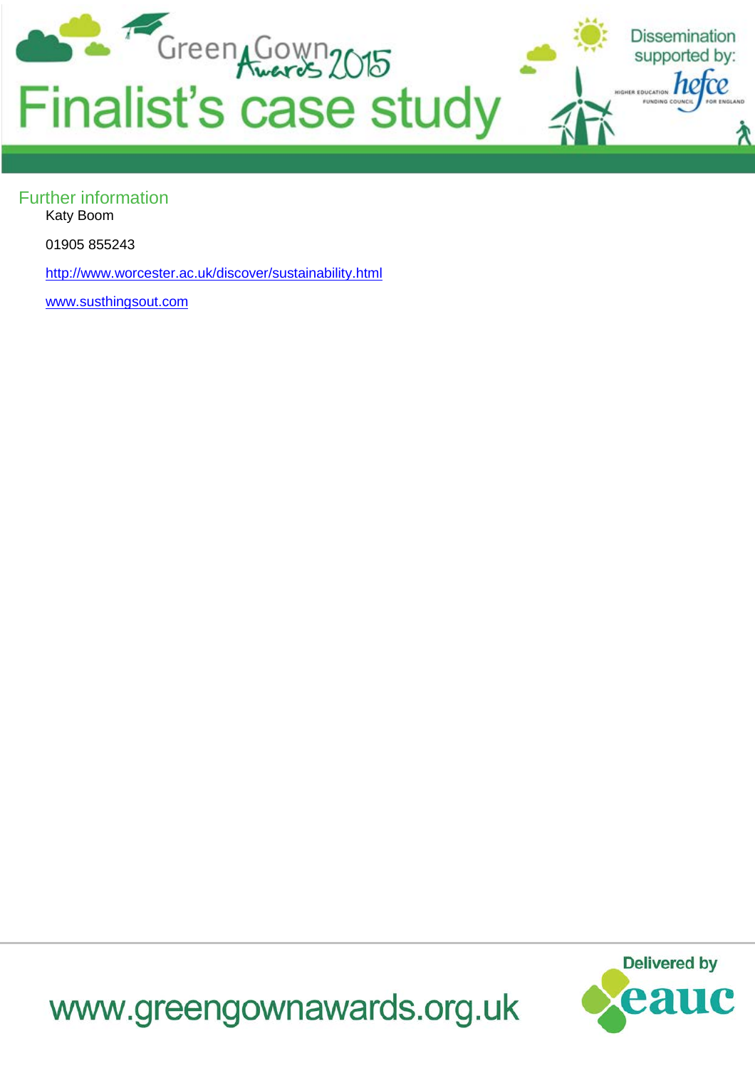## Further information

Katy Boom

01905 855243

http://www.worcester.ac.uk/discover/sustainability.html

www.susthingsout.com